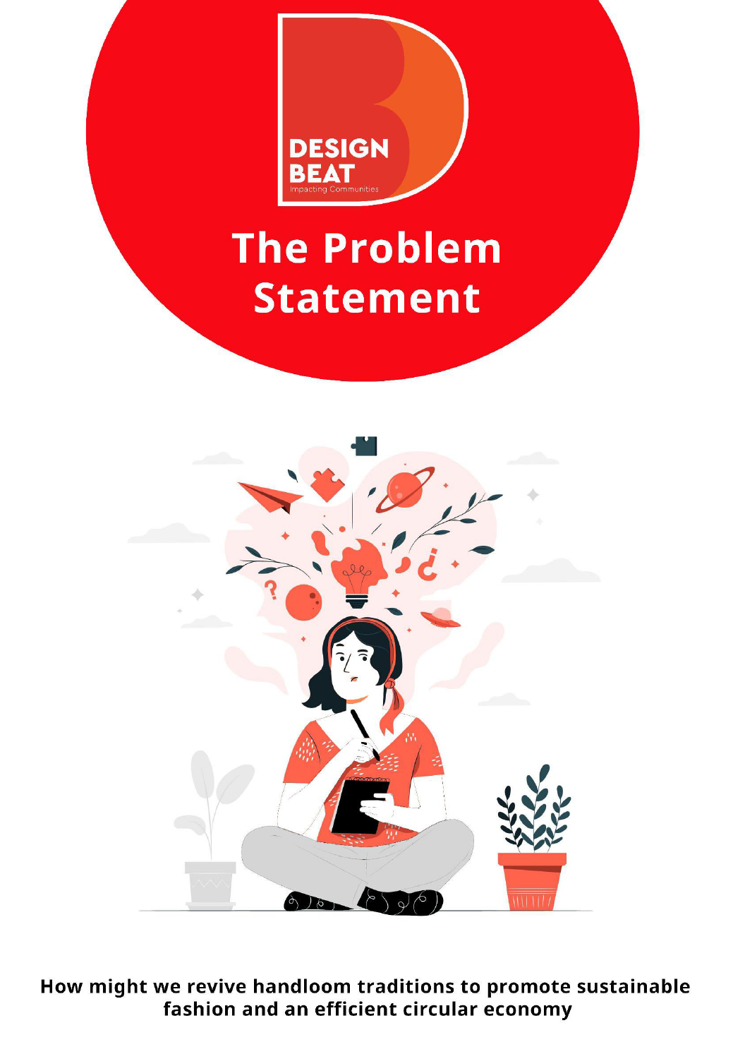DESIGN BEAT

Impacting Communities

# The Problem Statement

**How might we revive handloom traditions to promote sustainable fashion and an efficient circular economy**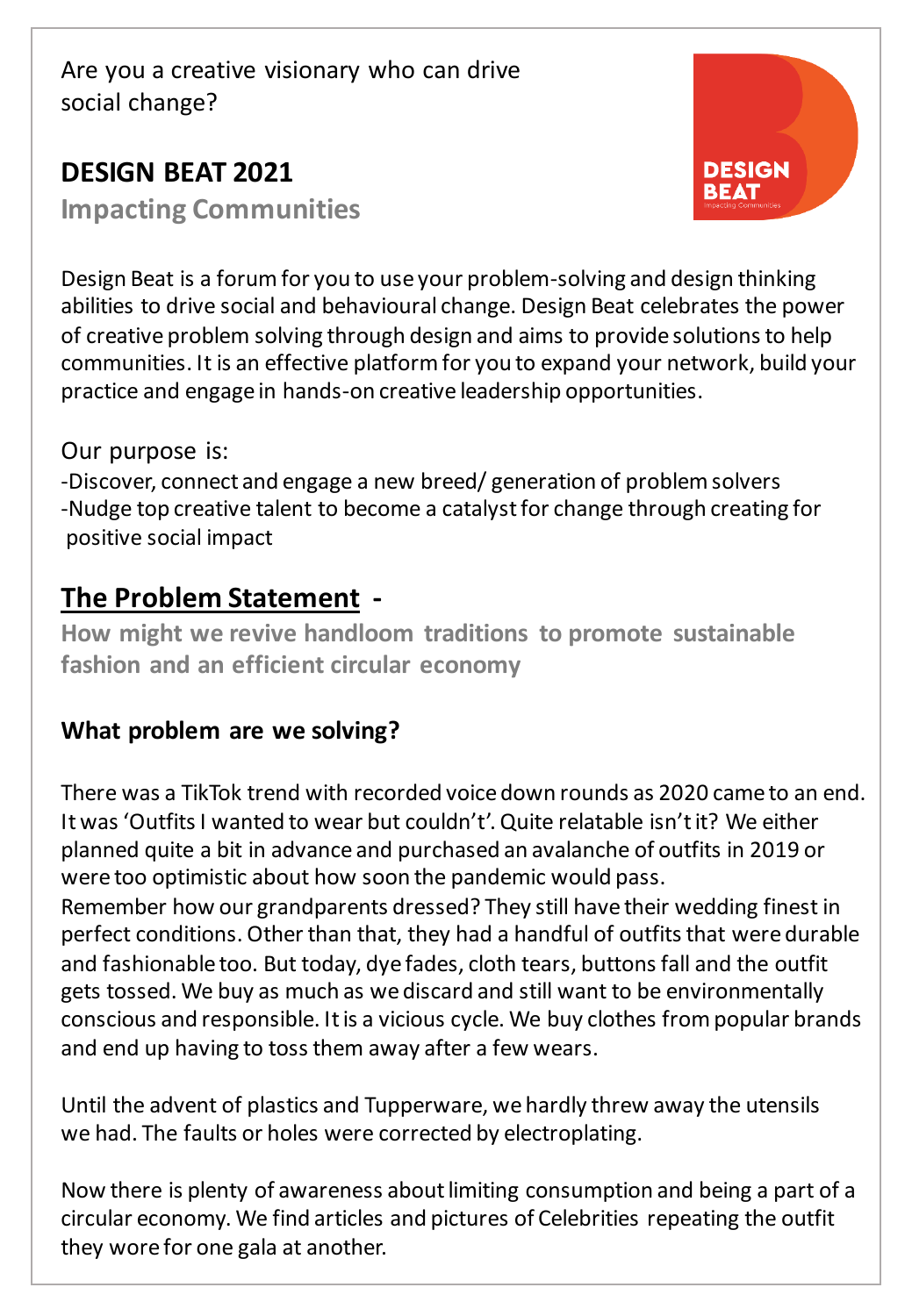Are you a creative visionary who can drive social change?

## DESIGN BEAT 2021

**Impacting Communities**

Design Beat is a forum for you to use your problem-solving and design thinking abilities to drive social and behavioural change. Design Beat celebrates the power of creative problem solving through design and aims to provide solutions to help communities. It is an effective platform for you to expand your network, build your practice and engage in hands-on creative leadership opportunities.

Our purpose is:

-Discover, connect and engage a new breed/ generation of problem solvers

-Nudge top creative talent to become a catalyst for change through creating for positive social impact

## The Problem Statement -

**How might we revive handloom traditions to promote sustainable fashion and an efficient circular economy**

### What problem are we solving?

There was a TikTok trend with recorded voice down rounds as 2020 came to an end. It was 'Outfits I wanted to wear but couldn't'. Quite relatable isn't it? We either planned quite a bit in advance and purchased an avalanche of outfits in 2019 or were too optimistic about how soon the pandemic would pass.

Remember how our grandparents dressed? They still have their wedding finest in perfect conditions. Other than that, they had a handful of outfits that were durable and fashionable too. But today, dye fades, cloth tears, buttons fall and the outfit gets tossed. We buy as much as we discard and still want to be environmentally conscious and responsible. It is a vicious cycle. We buy clothes from popular brands and end up having to toss them away after a few wears.

Until the advent of plastics and Tupperware, we hardly threw away the utensils we had. The faults or holes were corrected by electroplating.

Now there is plenty of awareness about limiting consumption and being a part of a circular economy. We find articles and pictures of Celebrities repeating the outfit they wore for one gala at another.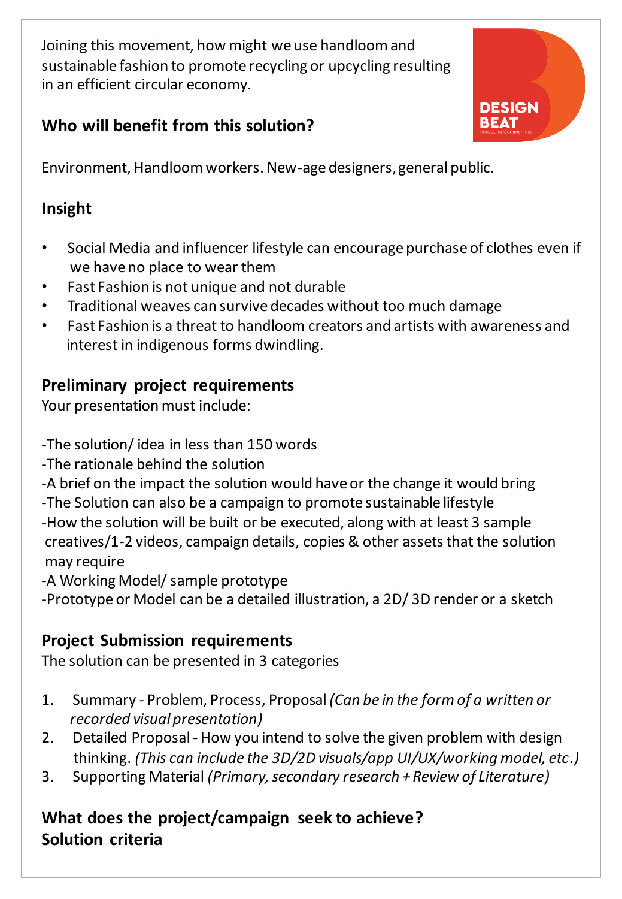Joining this movement, how might we use handloom and sustainable fashion to promote recycling or upcycling resulting in an efficient circular economy.

## Who will benefit from this solution?

Environment, Handloom workers. New-age designers, general public.

## Insight

- Social Media and influencer lifestyle can encourage purchase of clothes even if we have no place to wear them
- Fast Fashion is not unique and not durable
- Traditional weaves can survive decades without too much damage
- Fast Fashion is a threat to handloom creators and artists with awareness and interest in indigenous forms dwindling.

## Preliminary project requirements

Your presentation must include:

-The solution/ idea in less than 150 words
-The rationale behind the solution
-A brief on the impact the solution would have or the change it would bring
-The Solution can also be a campaign to promote sustainable lifestyle
-How the solution will be built or be executed, along with at least 3 sample creatives/1-2 videos, campaign details, copies & other assets that the solution may require
-A Working Model/ sample prototype
-Prototype or Model can be a detailed illustration, a 2D/ 3D render or a sketch

## Project Submission requirements

The solution can be presented in 3 categories

1. Summary - Problem, Process, Proposal *(Can be in the form of a written or recorded visual presentation)*
2. Detailed Proposal - How you intend to solve the given problem with design thinking. *(This can include the 3D/2D visuals/app UI/UX/working model, etc.)*
3. Supporting Material *(Primary, secondary research + Review of Literature)*

## What does the project/campaign seek to achieve? Solution criteria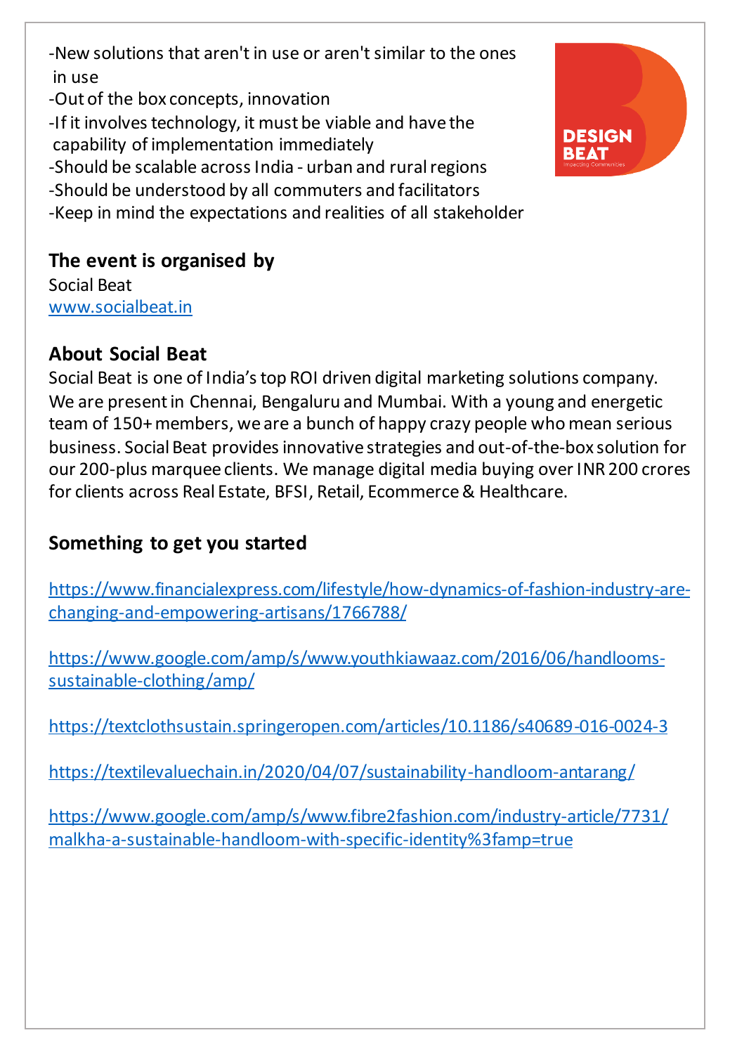-New solutions that aren't in use or aren't similar to the ones in use
-Out of the box concepts, innovation
-If it involves technology, it must be viable and have the capability of implementation immediately
-Should be scalable across India - urban and rural regions
-Should be understood by all commuters and facilitators
-Keep in mind the expectations and realities of all stakeholder

DESIGN BEAT
Impacting Communities

## The event is organised by

Social Beat
www.socialbeat.in

## About Social Beat

Social Beat is one of India's top ROI driven digital marketing solutions company. We are present in Chennai, Bengaluru and Mumbai. With a young and energetic team of 150+ members, we are a bunch of happy crazy people who mean serious business. Social Beat provides innovative strategies and out-of-the-box solution for our 200-plus marquee clients. We manage digital media buying over INR 200 crores for clients across Real Estate, BFSI, Retail, Ecommerce & Healthcare.

## Something to get you started

https://www.financialexpress.com/lifestyle/how-dynamics-of-fashion-industry-are-changing-and-empowering-artisans/1766788/

https://www.google.com/amp/s/www.youthkiawaaz.com/2016/06/handlooms-sustainable-clothing/amp/

https://textclothsustain.springeropen.com/articles/10.1186/s40689-016-0024-3

https://textilevaluechain.in/2020/04/07/sustainability-handloom-antarang/

https://www.google.com/amp/s/www.fibre2fashion.com/industry-article/7731/malkha-a-sustainable-handloom-with-specific-identity%3famp=true